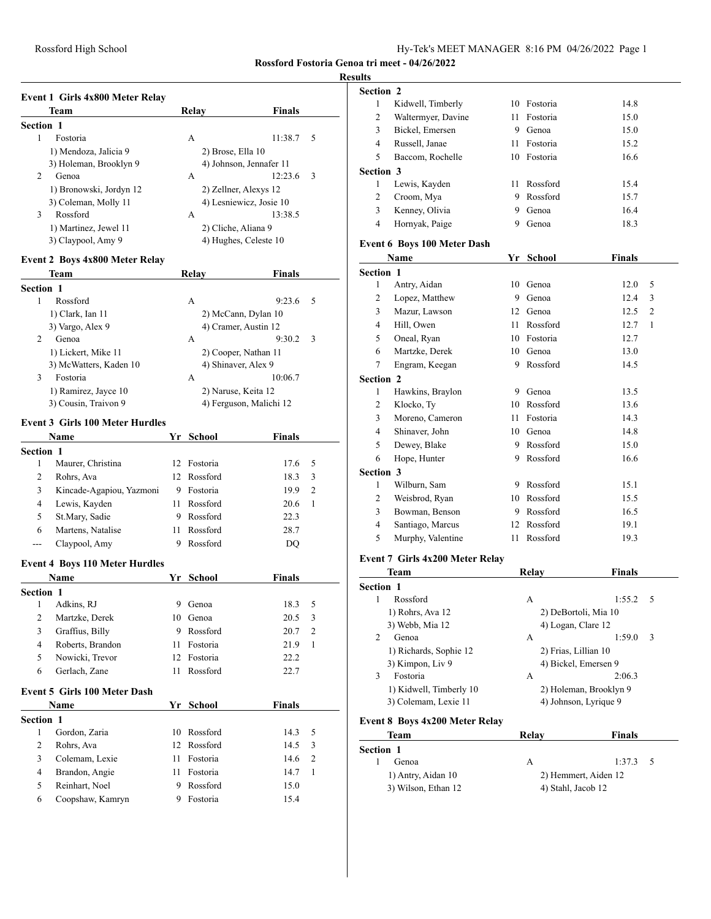# Rossford Fostoria Genoa tri meet - 04/26/2022

## Results

### Event 1 Girls 4x800 Meter Relay

| | Team | Relay | Finals | |
|---|---|---|---|---|
| **Section 1** | | | | |
| 1 | Fostoria | A | 11:38.7 | 5 |
| | 1) Mendoza, Jalicia 9 | 2) Brose, Ella 10 | | |
| | 3) Holeman, Brooklyn 9 | 4) Johnson, Jennafer 11 | | |
| 2 | Genoa | A | 12:23.6 | 3 |
| | 1) Bronowski, Jordyn 12 | 2) Zellner, Alexys 12 | | |
| | 3) Coleman, Molly 11 | 4) Lesniewicz, Josie 10 | | |
| 3 | Rossford | A | 13:38.5 | |
| | 1) Martinez, Jewel 11 | 2) Cliche, Aliana 9 | | |
| | 3) Claypool, Amy 9 | 4) Hughes, Celeste 10 | | |

### Event 2 Boys 4x800 Meter Relay

| | Team | Relay | Finals | |
|---|---|---|---|---|
| **Section 1** | | | | |
| 1 | Rossford | A | 9:23.6 | 5 |
| | 1) Clark, Ian 11 | 2) McCann, Dylan 10 | | |
| | 3) Vargo, Alex 9 | 4) Cramer, Austin 12 | | |
| 2 | Genoa | A | 9:30.2 | 3 |
| | 1) Lickert, Mike 11 | 2) Cooper, Nathan 11 | | |
| | 3) McWatters, Kaden 10 | 4) Shinaver, Alex 9 | | |
| 3 | Fostoria | A | 10:06.7 | |
| | 1) Ramirez, Jayce 10 | 2) Naruse, Keita 12 | | |
| | 3) Cousin, Traivon 9 | 4) Ferguson, Malichi 12 | | |

### Event 3 Girls 100 Meter Hurdles

| | Name | Yr | School | Finals | |
|---|---|---|---|---|---|
| **Section 1** | | | | | |
| 1 | Maurer, Christina | 12 | Fostoria | 17.6 | 5 |
| 2 | Rohrs, Ava | 12 | Rossford | 18.3 | 3 |
| 3 | Kincade-Agapiou, Yazmoni | 9 | Fostoria | 19.9 | 2 |
| 4 | Lewis, Kayden | 11 | Rossford | 20.6 | 1 |
| 5 | St.Mary, Sadie | 9 | Rossford | 22.3 | |
| 6 | Martens, Natalise | 11 | Rossford | 28.7 | |
| --- | Claypool, Amy | 9 | Rossford | DQ | |

### Event 4 Boys 110 Meter Hurdles

| | Name | Yr | School | Finals | |
|---|---|---|---|---|---|
| **Section 1** | | | | | |
| 1 | Adkins, RJ | 9 | Genoa | 18.3 | 5 |
| 2 | Martzke, Derek | 10 | Genoa | 20.5 | 3 |
| 3 | Graffius, Billy | 9 | Rossford | 20.7 | 2 |
| 4 | Roberts, Brandon | 11 | Fostoria | 21.9 | 1 |
| 5 | Nowicki, Trevor | 12 | Fostoria | 22.2 | |
| 6 | Gerlach, Zane | 11 | Rossford | 22.7 | |

### Event 5 Girls 100 Meter Dash

| | Name | Yr | School | Finals | |
|---|---|---|---|---|---|
| **Section 1** | | | | | |
| 1 | Gordon, Zaria | 10 | Rossford | 14.3 | 5 |
| 2 | Rohrs, Ava | 12 | Rossford | 14.5 | 3 |
| 3 | Colemam, Lexie | 11 | Fostoria | 14.6 | 2 |
| 4 | Brandon, Angie | 11 | Fostoria | 14.7 | 1 |
| 5 | Reinhart, Noel | 9 | Rossford | 15.0 | |
| 6 | Coopshaw, Kamryn | 9 | Fostoria | 15.4 | |
| **Section 2** | | | | | |
| 1 | Kidwell, Timberly | 10 | Fostoria | 14.8 | |
| 2 | Waltermyer, Davine | 11 | Fostoria | 15.0 | |
| 3 | Bickel, Emersen | 9 | Genoa | 15.0 | |
| 4 | Russell, Janae | 11 | Fostoria | 15.2 | |
| 5 | Baccom, Rochelle | 10 | Fostoria | 16.6 | |
| **Section 3** | | | | | |
| 1 | Lewis, Kayden | 11 | Rossford | 15.4 | |
| 2 | Croom, Mya | 9 | Rossford | 15.7 | |
| 3 | Kenney, Olivia | 9 | Genoa | 16.4 | |
| 4 | Hornyak, Paige | 9 | Genoa | 18.3 | |

### Event 6 Boys 100 Meter Dash

| | Name | Yr | School | Finals | |
|---|---|---|---|---|---|
| **Section 1** | | | | | |
| 1 | Antry, Aidan | 10 | Genoa | 12.0 | 5 |
| 2 | Lopez, Matthew | 9 | Genoa | 12.4 | 3 |
| 3 | Mazur, Lawson | 12 | Genoa | 12.5 | 2 |
| 4 | Hill, Owen | 11 | Rossford | 12.7 | 1 |
| 5 | Oneal, Ryan | 10 | Fostoria | 12.7 | |
| 6 | Martzke, Derek | 10 | Genoa | 13.0 | |
| 7 | Engram, Keegan | 9 | Rossford | 14.5 | |
| **Section 2** | | | | | |
| 1 | Hawkins, Braylon | 9 | Genoa | 13.5 | |
| 2 | Klocko, Ty | 10 | Rossford | 13.6 | |
| 3 | Moreno, Cameron | 11 | Fostoria | 14.3 | |
| 4 | Shinaver, John | 10 | Genoa | 14.8 | |
| 5 | Dewey, Blake | 9 | Rossford | 15.0 | |
| 6 | Hope, Hunter | 9 | Rossford | 16.6 | |
| **Section 3** | | | | | |
| 1 | Wilburn, Sam | 9 | Rossford | 15.1 | |
| 2 | Weisbrod, Ryan | 10 | Rossford | 15.5 | |
| 3 | Bowman, Benson | 9 | Rossford | 16.5 | |
| 4 | Santiago, Marcus | 12 | Rossford | 19.1 | |
| 5 | Murphy, Valentine | 11 | Rossford | 19.3 | |

### Event 7 Girls 4x200 Meter Relay

| | Team | Relay | Finals | |
|---|---|---|---|---|
| **Section 1** | | | | |
| 1 | Rossford | A | 1:55.2 | 5 |
| | 1) Rohrs, Ava 12 | 2) DeBortoli, Mia 10 | | |
| | 3) Webb, Mia 12 | 4) Logan, Clare 12 | | |
| 2 | Genoa | A | 1:59.0 | 3 |
| | 1) Richards, Sophie 12 | 2) Frias, Lillian 10 | | |
| | 3) Kimpon, Liv 9 | 4) Bickel, Emersen 9 | | |
| 3 | Fostoria | A | 2:06.3 | |
| | 1) Kidwell, Timberly 10 | 2) Holeman, Brooklyn 9 | | |
| | 3) Colemam, Lexie 11 | 4) Johnson, Lyrique 9 | | |

### Event 8 Boys 4x200 Meter Relay

| | Team | Relay | Finals | |
|---|---|---|---|---|
| **Section 1** | | | | |
| 1 | Genoa | A | 1:37.3 | 5 |
| | 1) Antry, Aidan 10 | 2) Hemmert, Aiden 12 | | |
| | 3) Wilson, Ethan 12 | 4) Stahl, Jacob 12 | | |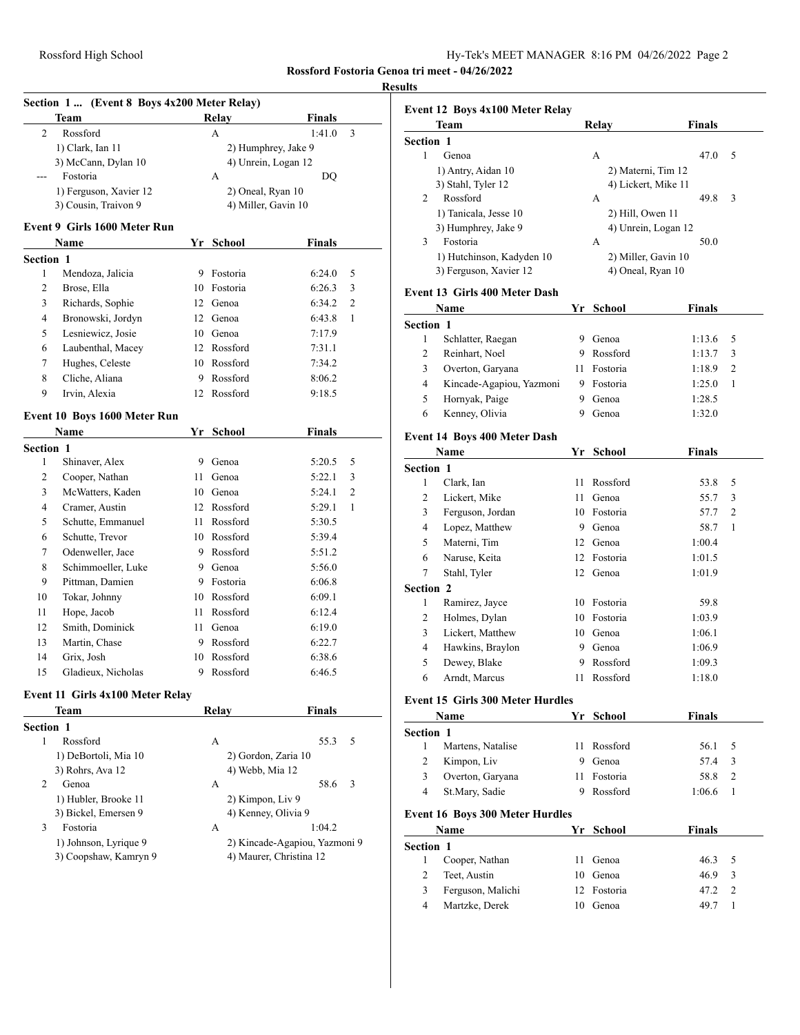Rossford Fostoria Genoa tri meet - 04/26/2022

## Results

### Section 1 ... (Event 8 Boys 4x200 Meter Relay)

| | Team | Relay | Finals | |
|---|---|---|---|---|
| 2 | Rossford | A | 1:41.0 | 3 |
| | 1) Clark, Ian 11 | 2) Humphrey, Jake 9 | | |
| | 3) McCann, Dylan 10 | 4) Unrein, Logan 12 | | |
| --- | Fostoria | A | DQ | |
| | 1) Ferguson, Xavier 12 | 2) Oneal, Ryan 10 | | |
| | 3) Cousin, Traivon 9 | 4) Miller, Gavin 10 | | |

### Event 9 Girls 1600 Meter Run

| | Name | Yr | School | Finals | |
|---|---|---|---|---|---|
| **Section 1** | | | | | |
| 1 | Mendoza, Jalicia | 9 | Fostoria | 6:24.0 | 5 |
| 2 | Brose, Ella | 10 | Fostoria | 6:26.3 | 3 |
| 3 | Richards, Sophie | 12 | Genoa | 6:34.2 | 2 |
| 4 | Bronowski, Jordyn | 12 | Genoa | 6:43.8 | 1 |
| 5 | Lesniewicz, Josie | 10 | Genoa | 7:17.9 | |
| 6 | Laubenthal, Macey | 12 | Rossford | 7:31.1 | |
| 7 | Hughes, Celeste | 10 | Rossford | 7:34.2 | |
| 8 | Cliche, Aliana | 9 | Rossford | 8:06.2 | |
| 9 | Irvin, Alexia | 12 | Rossford | 9:18.5 | |

### Event 10 Boys 1600 Meter Run

| | Name | Yr | School | Finals | |
|---|---|---|---|---|---|
| **Section 1** | | | | | |
| 1 | Shinaver, Alex | 9 | Genoa | 5:20.5 | 5 |
| 2 | Cooper, Nathan | 11 | Genoa | 5:22.1 | 3 |
| 3 | McWatters, Kaden | 10 | Genoa | 5:24.1 | 2 |
| 4 | Cramer, Austin | 12 | Rossford | 5:29.1 | 1 |
| 5 | Schutte, Emmanuel | 11 | Rossford | 5:30.5 | |
| 6 | Schutte, Trevor | 10 | Rossford | 5:39.4 | |
| 7 | Odenweller, Jace | 9 | Rossford | 5:51.2 | |
| 8 | Schimmoeller, Luke | 9 | Genoa | 5:56.0 | |
| 9 | Pittman, Damien | 9 | Fostoria | 6:06.8 | |
| 10 | Tokar, Johnny | 10 | Rossford | 6:09.1 | |
| 11 | Hope, Jacob | 11 | Rossford | 6:12.4 | |
| 12 | Smith, Dominick | 11 | Genoa | 6:19.0 | |
| 13 | Martin, Chase | 9 | Rossford | 6:22.7 | |
| 14 | Grix, Josh | 10 | Rossford | 6:38.6 | |
| 15 | Gladieux, Nicholas | 9 | Rossford | 6:46.5 | |

### Event 11 Girls 4x100 Meter Relay

| | Team | Relay | Finals | |
|---|---|---|---|---|
| **Section 1** | | | | |
| 1 | Rossford | A | 55.3 | 5 |
| | 1) DeBortoli, Mia 10 | 2) Gordon, Zaria 10 | | |
| | 3) Rohrs, Ava 12 | 4) Webb, Mia 12 | | |
| 2 | Genoa | A | 58.6 | 3 |
| | 1) Hubler, Brooke 11 | 2) Kimpon, Liv 9 | | |
| | 3) Bickel, Emersen 9 | 4) Kenney, Olivia 9 | | |
| 3 | Fostoria | A | 1:04.2 | |
| | 1) Johnson, Lyrique 9 | 2) Kincade-Agapiou, Yazmoni 9 | | |
| | 3) Coopshaw, Kamryn 9 | 4) Maurer, Christina 12 | | |

### Event 12 Boys 4x100 Meter Relay

| | Team | Relay | Finals | |
|---|---|---|---|---|
| **Section 1** | | | | |
| 1 | Genoa | A | 47.0 | 5 |
| | 1) Antry, Aidan 10 | 2) Materni, Tim 12 | | |
| | 3) Stahl, Tyler 12 | 4) Lickert, Mike 11 | | |
| 2 | Rossford | A | 49.8 | 3 |
| | 1) Tanicala, Jesse 10 | 2) Hill, Owen 11 | | |
| | 3) Humphrey, Jake 9 | 4) Unrein, Logan 12 | | |
| 3 | Fostoria | A | 50.0 | |
| | 1) Hutchinson, Kadyden 10 | 2) Miller, Gavin 10 | | |
| | 3) Ferguson, Xavier 12 | 4) Oneal, Ryan 10 | | |

### Event 13 Girls 400 Meter Dash

| | Name | Yr | School | Finals | |
|---|---|---|---|---|---|
| **Section 1** | | | | | |
| 1 | Schlatter, Raegan | 9 | Genoa | 1:13.6 | 5 |
| 2 | Reinhart, Noel | 9 | Rossford | 1:13.7 | 3 |
| 3 | Overton, Garyana | 11 | Fostoria | 1:18.9 | 2 |
| 4 | Kincade-Agapiou, Yazmoni | 9 | Fostoria | 1:25.0 | 1 |
| 5 | Hornyak, Paige | 9 | Genoa | 1:28.5 | |
| 6 | Kenney, Olivia | 9 | Genoa | 1:32.0 | |

### Event 14 Boys 400 Meter Dash

| | Name | Yr | School | Finals | |
|---|---|---|---|---|---|
| **Section 1** | | | | | |
| 1 | Clark, Ian | 11 | Rossford | 53.8 | 5 |
| 2 | Lickert, Mike | 11 | Genoa | 55.7 | 3 |
| 3 | Ferguson, Jordan | 10 | Fostoria | 57.7 | 2 |
| 4 | Lopez, Matthew | 9 | Genoa | 58.7 | 1 |
| 5 | Materni, Tim | 12 | Genoa | 1:00.4 | |
| 6 | Naruse, Keita | 12 | Fostoria | 1:01.5 | |
| 7 | Stahl, Tyler | 12 | Genoa | 1:01.9 | |
| **Section 2** | | | | | |
| 1 | Ramirez, Jayce | 10 | Fostoria | 59.8 | |
| 2 | Holmes, Dylan | 10 | Fostoria | 1:03.9 | |
| 3 | Lickert, Matthew | 10 | Genoa | 1:06.1 | |
| 4 | Hawkins, Braylon | 9 | Genoa | 1:06.9 | |
| 5 | Dewey, Blake | 9 | Rossford | 1:09.3 | |
| 6 | Arndt, Marcus | 11 | Rossford | 1:18.0 | |

### Event 15 Girls 300 Meter Hurdles

| | Name | Yr | School | Finals | |
|---|---|---|---|---|---|
| **Section 1** | | | | | |
| 1 | Martens, Natalise | 11 | Rossford | 56.1 | 5 |
| 2 | Kimpon, Liv | 9 | Genoa | 57.4 | 3 |
| 3 | Overton, Garyana | 11 | Fostoria | 58.8 | 2 |
| 4 | St.Mary, Sadie | 9 | Rossford | 1:06.6 | 1 |

### Event 16 Boys 300 Meter Hurdles

| | Name | Yr | School | Finals | |
|---|---|---|---|---|---|
| **Section 1** | | | | | |
| 1 | Cooper, Nathan | 11 | Genoa | 46.3 | 5 |
| 2 | Teet, Austin | 10 | Genoa | 46.9 | 3 |
| 3 | Ferguson, Malichi | 12 | Fostoria | 47.2 | 2 |
| 4 | Martzke, Derek | 10 | Genoa | 49.7 | 1 |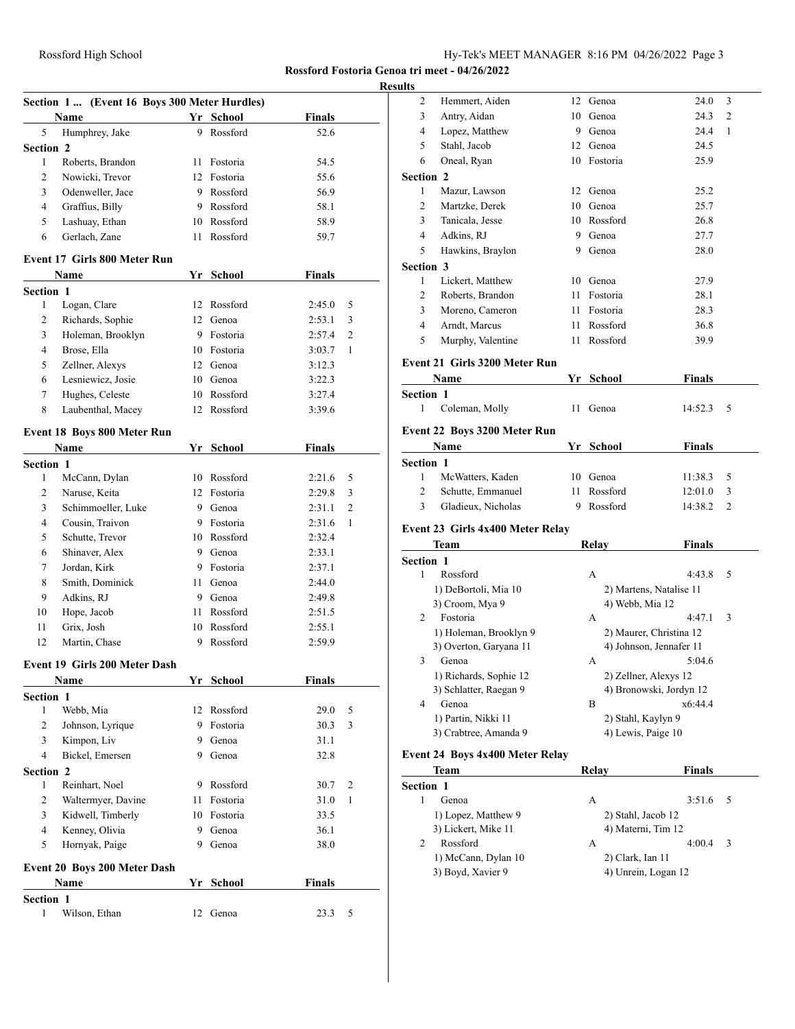## Rossford Fostoria Genoa tri meet - 04/26/2022

### Results

#### Section 1 ... (Event 16 Boys 300 Meter Hurdles)

| | Name | Yr | School | Finals | |
|---|---|---|---|---|---|
| 5 | Humphrey, Jake | 9 | Rossford | 52.6 | |
| **Section 2** | | | | | |
| 1 | Roberts, Brandon | 11 | Fostoria | 54.5 | |
| 2 | Nowicki, Trevor | 12 | Fostoria | 55.6 | |
| 3 | Odenweller, Jace | 9 | Rossford | 56.9 | |
| 4 | Graffius, Billy | 9 | Rossford | 58.1 | |
| 5 | Lashuay, Ethan | 10 | Rossford | 58.9 | |
| 6 | Gerlach, Zane | 11 | Rossford | 59.7 | |

#### Event 17 Girls 800 Meter Run

| | Name | Yr | School | Finals | |
|---|---|---|---|---|---|
| **Section 1** | | | | | |
| 1 | Logan, Clare | 12 | Rossford | 2:45.0 | 5 |
| 2 | Richards, Sophie | 12 | Genoa | 2:53.1 | 3 |
| 3 | Holeman, Brooklyn | 9 | Fostoria | 2:57.4 | 2 |
| 4 | Brose, Ella | 10 | Fostoria | 3:03.7 | 1 |
| 5 | Zellner, Alexys | 12 | Genoa | 3:12.3 | |
| 6 | Lesniewicz, Josie | 10 | Genoa | 3:22.3 | |
| 7 | Hughes, Celeste | 10 | Rossford | 3:27.4 | |
| 8 | Laubenthal, Macey | 12 | Rossford | 3:39.6 | |

#### Event 18 Boys 800 Meter Run

| | Name | Yr | School | Finals | |
|---|---|---|---|---|---|
| **Section 1** | | | | | |
| 1 | McCann, Dylan | 10 | Rossford | 2:21.6 | 5 |
| 2 | Naruse, Keita | 12 | Fostoria | 2:29.8 | 3 |
| 3 | Schimmoeller, Luke | 9 | Genoa | 2:31.1 | 2 |
| 4 | Cousin, Traivon | 9 | Fostoria | 2:31.6 | 1 |
| 5 | Schutte, Trevor | 10 | Rossford | 2:32.4 | |
| 6 | Shinaver, Alex | 9 | Genoa | 2:33.1 | |
| 7 | Jordan, Kirk | 9 | Fostoria | 2:37.1 | |
| 8 | Smith, Dominick | 11 | Genoa | 2:44.0 | |
| 9 | Adkins, RJ | 9 | Genoa | 2:49.8 | |
| 10 | Hope, Jacob | 11 | Rossford | 2:51.5 | |
| 11 | Grix, Josh | 10 | Rossford | 2:55.1 | |
| 12 | Martin, Chase | 9 | Rossford | 2:59.9 | |

#### Event 19 Girls 200 Meter Dash

| | Name | Yr | School | Finals | |
|---|---|---|---|---|---|
| **Section 1** | | | | | |
| 1 | Webb, Mia | 12 | Rossford | 29.0 | 5 |
| 2 | Johnson, Lyrique | 9 | Fostoria | 30.3 | 3 |
| 3 | Kimpon, Liv | 9 | Genoa | 31.1 | |
| 4 | Bickel, Emersen | 9 | Genoa | 32.8 | |
| **Section 2** | | | | | |
| 1 | Reinhart, Noel | 9 | Rossford | 30.7 | 2 |
| 2 | Waltermyer, Davine | 11 | Fostoria | 31.0 | 1 |
| 3 | Kidwell, Timberly | 10 | Fostoria | 33.5 | |
| 4 | Kenney, Olivia | 9 | Genoa | 36.1 | |
| 5 | Hornyak, Paige | 9 | Genoa | 38.0 | |

#### Event 20 Boys 200 Meter Dash

| | Name | Yr | School | Finals | |
|---|---|---|---|---|---|
| **Section 1** | | | | | |
| 1 | Wilson, Ethan | 12 | Genoa | 23.3 | 5 |
| 2 | Hemmert, Aiden | 12 | Genoa | 24.0 | 3 |
| 3 | Antry, Aidan | 10 | Genoa | 24.3 | 2 |
| 4 | Lopez, Matthew | 9 | Genoa | 24.4 | 1 |
| 5 | Stahl, Jacob | 12 | Genoa | 24.5 | |
| 6 | Oneal, Ryan | 10 | Fostoria | 25.9 | |
| **Section 2** | | | | | |
| 1 | Mazur, Lawson | 12 | Genoa | 25.2 | |
| 2 | Martzke, Derek | 10 | Genoa | 25.7 | |
| 3 | Tanicala, Jesse | 10 | Rossford | 26.8 | |
| 4 | Adkins, RJ | 9 | Genoa | 27.7 | |
| 5 | Hawkins, Braylon | 9 | Genoa | 28.0 | |
| **Section 3** | | | | | |
| 1 | Lickert, Matthew | 10 | Genoa | 27.9 | |
| 2 | Roberts, Brandon | 11 | Fostoria | 28.1 | |
| 3 | Moreno, Cameron | 11 | Fostoria | 28.3 | |
| 4 | Arndt, Marcus | 11 | Rossford | 36.8 | |
| 5 | Murphy, Valentine | 11 | Rossford | 39.9 | |

#### Event 21 Girls 3200 Meter Run

| | Name | Yr | School | Finals | |
|---|---|---|---|---|---|
| **Section 1** | | | | | |
| 1 | Coleman, Molly | 11 | Genoa | 14:52.3 | 5 |

#### Event 22 Boys 3200 Meter Run

| | Name | Yr | School | Finals | |
|---|---|---|---|---|---|
| **Section 1** | | | | | |
| 1 | McWatters, Kaden | 10 | Genoa | 11:38.3 | 5 |
| 2 | Schutte, Emmanuel | 11 | Rossford | 12:01.0 | 3 |
| 3 | Gladieux, Nicholas | 9 | Rossford | 14:38.2 | 2 |

#### Event 23 Girls 4x400 Meter Relay

| | Team | Relay | Finals | |
|---|---|---|---|---|
| **Section 1** | | | | |
| 1 | Rossford | A | 4:43.8 | 5 |
| | 1) DeBortoli, Mia 10 | 2) Martens, Natalise 11 | | |
| | 3) Croom, Mya 9 | 4) Webb, Mia 12 | | |
| 2 | Fostoria | A | 4:47.1 | 3 |
| | 1) Holeman, Brooklyn 9 | 2) Maurer, Christina 12 | | |
| | 3) Overton, Garyana 11 | 4) Johnson, Jennafer 11 | | |
| 3 | Genoa | A | 5:04.6 | |
| | 1) Richards, Sophie 12 | 2) Zellner, Alexys 12 | | |
| | 3) Schlatter, Raegan 9 | 4) Bronowski, Jordyn 12 | | |
| 4 | Genoa | B | x6:44.4 | |
| | 1) Partin, Nikki 11 | 2) Stahl, Kaylyn 9 | | |
| | 3) Crabtree, Amanda 9 | 4) Lewis, Paige 10 | | |

#### Event 24 Boys 4x400 Meter Relay

| | Team | Relay | Finals | |
|---|---|---|---|---|
| **Section 1** | | | | |
| 1 | Genoa | A | 3:51.6 | 5 |
| | 1) Lopez, Matthew 9 | 2) Stahl, Jacob 12 | | |
| | 3) Lickert, Mike 11 | 4) Materni, Tim 12 | | |
| 2 | Rossford | A | 4:00.4 | 3 |
| | 1) McCann, Dylan 10 | 2) Clark, Ian 11 | | |
| | 3) Boyd, Xavier 9 | 4) Unrein, Logan 12 | | |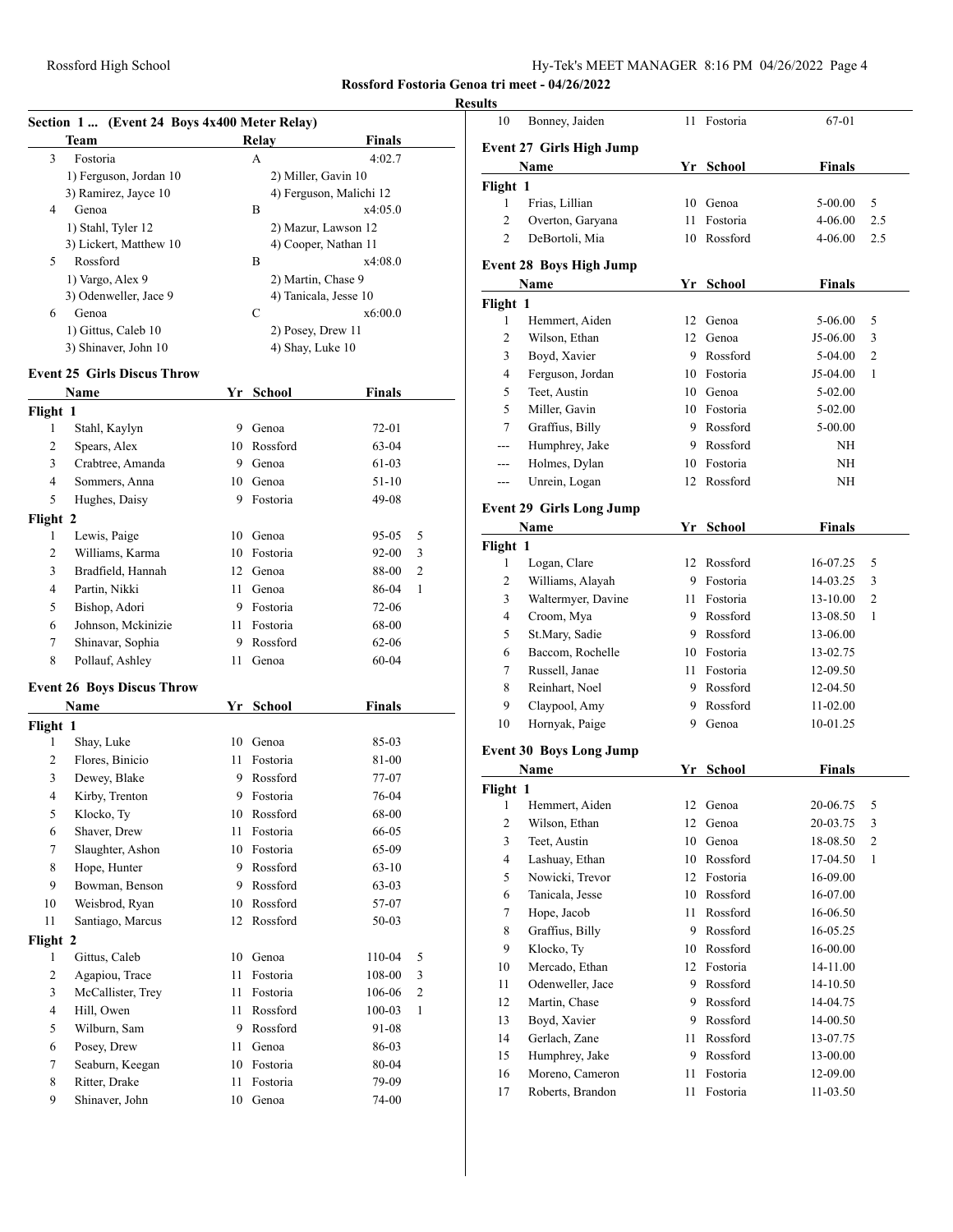**Rossford Fostoria Genoa tri meet - 04/26/2022**

**Results**

### Section 1 ... (Event 24 Boys 4x400 Meter Relay)

| | Team | Relay | Finals |
|---|---|---|---|
| 3 | Fostoria | A | 4:02.7 |
| | 1) Ferguson, Jordan 10 | 2) Miller, Gavin 10 | |
| | 3) Ramirez, Jayce 10 | 4) Ferguson, Malichi 12 | |
| 4 | Genoa | B | x4:05.0 |
| | 1) Stahl, Tyler 12 | 2) Mazur, Lawson 12 | |
| | 3) Lickert, Matthew 10 | 4) Cooper, Nathan 11 | |
| 5 | Rossford | B | x4:08.0 |
| | 1) Vargo, Alex 9 | 2) Martin, Chase 9 | |
| | 3) Odenweller, Jace 9 | 4) Tanicala, Jesse 10 | |
| 6 | Genoa | C | x6:00.0 |
| | 1) Gittus, Caleb 10 | 2) Posey, Drew 11 | |
| | 3) Shinaver, John 10 | 4) Shay, Luke 10 | |

### Event 25 Girls Discus Throw

| | Name | Yr | School | Finals | |
|---|---|---|---|---|---|
| **Flight 1** | | | | | |
| 1 | Stahl, Kaylyn | 9 | Genoa | 72-01 | |
| 2 | Spears, Alex | 10 | Rossford | 63-04 | |
| 3 | Crabtree, Amanda | 9 | Genoa | 61-03 | |
| 4 | Sommers, Anna | 10 | Genoa | 51-10 | |
| 5 | Hughes, Daisy | 9 | Fostoria | 49-08 | |
| **Flight 2** | | | | | |
| 1 | Lewis, Paige | 10 | Genoa | 95-05 | 5 |
| 2 | Williams, Karma | 10 | Fostoria | 92-00 | 3 |
| 3 | Bradfield, Hannah | 12 | Genoa | 88-00 | 2 |
| 4 | Partin, Nikki | 11 | Genoa | 86-04 | 1 |
| 5 | Bishop, Adori | 9 | Fostoria | 72-06 | |
| 6 | Johnson, Mckinizie | 11 | Fostoria | 68-00 | |
| 7 | Shinavar, Sophia | 9 | Rossford | 62-06 | |
| 8 | Pollauf, Ashley | 11 | Genoa | 60-04 | |

### Event 26 Boys Discus Throw

| | Name | Yr | School | Finals | |
|---|---|---|---|---|---|
| **Flight 1** | | | | | |
| 1 | Shay, Luke | 10 | Genoa | 85-03 | |
| 2 | Flores, Binicio | 11 | Fostoria | 81-00 | |
| 3 | Dewey, Blake | 9 | Rossford | 77-07 | |
| 4 | Kirby, Trenton | 9 | Fostoria | 76-04 | |
| 5 | Klocko, Ty | 10 | Rossford | 68-00 | |
| 6 | Shaver, Drew | 11 | Fostoria | 66-05 | |
| 7 | Slaughter, Ashon | 10 | Fostoria | 65-09 | |
| 8 | Hope, Hunter | 9 | Rossford | 63-10 | |
| 9 | Bowman, Benson | 9 | Rossford | 63-03 | |
| 10 | Weisbrod, Ryan | 10 | Rossford | 57-07 | |
| 11 | Santiago, Marcus | 12 | Rossford | 50-03 | |
| **Flight 2** | | | | | |
| 1 | Gittus, Caleb | 10 | Genoa | 110-04 | 5 |
| 2 | Agapiou, Trace | 11 | Fostoria | 108-00 | 3 |
| 3 | McCallister, Trey | 11 | Fostoria | 106-06 | 2 |
| 4 | Hill, Owen | 11 | Rossford | 100-03 | 1 |
| 5 | Wilburn, Sam | 9 | Rossford | 91-08 | |
| 6 | Posey, Drew | 11 | Genoa | 86-03 | |
| 7 | Seaburn, Keegan | 10 | Fostoria | 80-04 | |
| 8 | Ritter, Drake | 11 | Fostoria | 79-09 | |
| 9 | Shinaver, John | 10 | Genoa | 74-00 | |
| 10 | Bonney, Jaiden | 11 | Fostoria | 67-01 | |

### Event 27 Girls High Jump

| | Name | Yr | School | Finals | |
|---|---|---|---|---|---|
| **Flight 1** | | | | | |
| 1 | Frias, Lillian | 10 | Genoa | 5-00.00 | 5 |
| 2 | Overton, Garyana | 11 | Fostoria | 4-06.00 | 2.5 |
| 2 | DeBortoli, Mia | 10 | Rossford | 4-06.00 | 2.5 |

### Event 28 Boys High Jump

| | Name | Yr | School | Finals | |
|---|---|---|---|---|---|
| **Flight 1** | | | | | |
| 1 | Hemmert, Aiden | 12 | Genoa | 5-06.00 | 5 |
| 2 | Wilson, Ethan | 12 | Genoa | J5-06.00 | 3 |
| 3 | Boyd, Xavier | 9 | Rossford | 5-04.00 | 2 |
| 4 | Ferguson, Jordan | 10 | Fostoria | J5-04.00 | 1 |
| 5 | Teet, Austin | 10 | Genoa | 5-02.00 | |
| 5 | Miller, Gavin | 10 | Fostoria | 5-02.00 | |
| 7 | Graffius, Billy | 9 | Rossford | 5-00.00 | |
| --- | Humphrey, Jake | 9 | Rossford | NH | |
| --- | Holmes, Dylan | 10 | Fostoria | NH | |
| --- | Unrein, Logan | 12 | Rossford | NH | |

### Event 29 Girls Long Jump

| | Name | Yr | School | Finals | |
|---|---|---|---|---|---|
| **Flight 1** | | | | | |
| 1 | Logan, Clare | 12 | Rossford | 16-07.25 | 5 |
| 2 | Williams, Alayah | 9 | Fostoria | 14-03.25 | 3 |
| 3 | Waltermyer, Davine | 11 | Fostoria | 13-10.00 | 2 |
| 4 | Croom, Mya | 9 | Rossford | 13-08.50 | 1 |
| 5 | St.Mary, Sadie | 9 | Rossford | 13-06.00 | |
| 6 | Baccom, Rochelle | 10 | Fostoria | 13-02.75 | |
| 7 | Russell, Janae | 11 | Fostoria | 12-09.50 | |
| 8 | Reinhart, Noel | 9 | Rossford | 12-04.50 | |
| 9 | Claypool, Amy | 9 | Rossford | 11-02.00 | |
| 10 | Hornyak, Paige | 9 | Genoa | 10-01.25 | |

### Event 30 Boys Long Jump

| | Name | Yr | School | Finals | |
|---|---|---|---|---|---|
| **Flight 1** | | | | | |
| 1 | Hemmert, Aiden | 12 | Genoa | 20-06.75 | 5 |
| 2 | Wilson, Ethan | 12 | Genoa | 20-03.75 | 3 |
| 3 | Teet, Austin | 10 | Genoa | 18-08.50 | 2 |
| 4 | Lashuay, Ethan | 10 | Rossford | 17-04.50 | 1 |
| 5 | Nowicki, Trevor | 12 | Fostoria | 16-09.00 | |
| 6 | Tanicala, Jesse | 10 | Rossford | 16-07.00 | |
| 7 | Hope, Jacob | 11 | Rossford | 16-06.50 | |
| 8 | Graffius, Billy | 9 | Rossford | 16-05.25 | |
| 9 | Klocko, Ty | 10 | Rossford | 16-00.00 | |
| 10 | Mercado, Ethan | 12 | Fostoria | 14-11.00 | |
| 11 | Odenweller, Jace | 9 | Rossford | 14-10.50 | |
| 12 | Martin, Chase | 9 | Rossford | 14-04.75 | |
| 13 | Boyd, Xavier | 9 | Rossford | 14-00.50 | |
| 14 | Gerlach, Zane | 11 | Rossford | 13-07.75 | |
| 15 | Humphrey, Jake | 9 | Rossford | 13-00.00 | |
| 16 | Moreno, Cameron | 11 | Fostoria | 12-09.00 | |
| 17 | Roberts, Brandon | 11 | Fostoria | 11-03.50 | |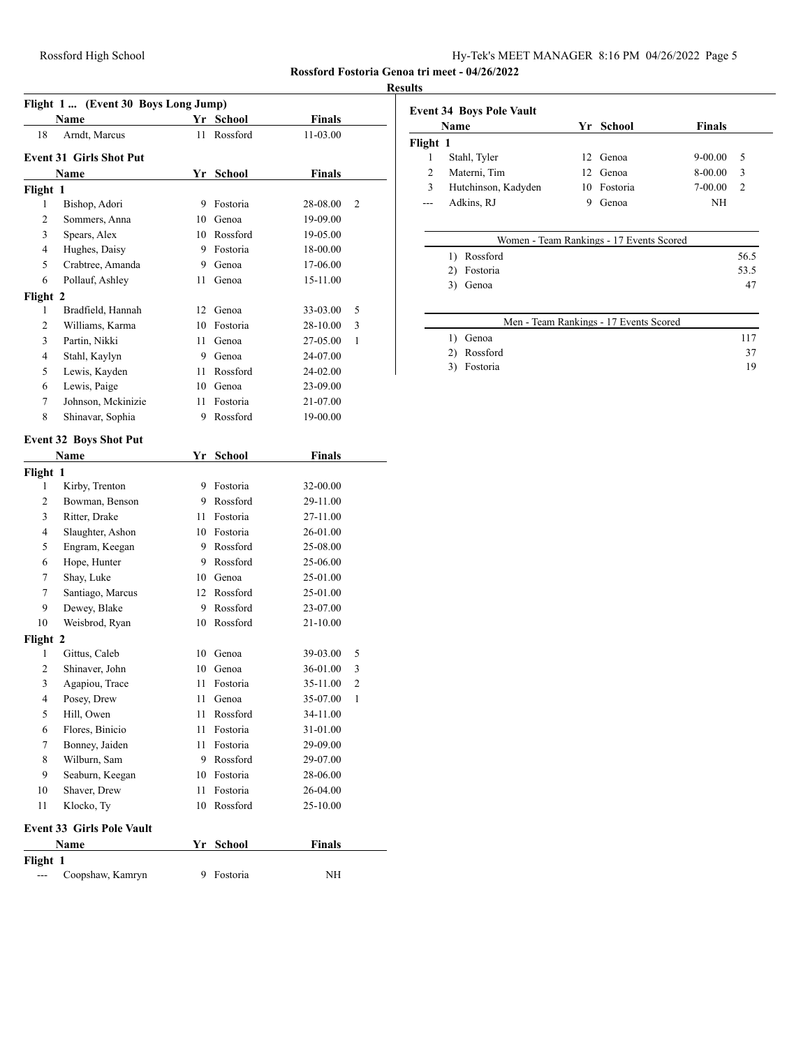Rossford Fostoria Genoa tri meet - 04/26/2022

**Results**

### Flight 1 ... (Event 30 Boys Long Jump)

| | Name | Yr | School | Finals | |
|---|---|---|---|---|---|
| 18 | Arndt, Marcus | 11 | Rossford | 11-03.00 | |

### Event 31 Girls Shot Put

| | Name | Yr | School | Finals | |
|---|---|---|---|---|---|
| **Flight 1** | | | | | |
| 1 | Bishop, Adori | 9 | Fostoria | 28-08.00 | 2 |
| 2 | Sommers, Anna | 10 | Genoa | 19-09.00 | |
| 3 | Spears, Alex | 10 | Rossford | 19-05.00 | |
| 4 | Hughes, Daisy | 9 | Fostoria | 18-00.00 | |
| 5 | Crabtree, Amanda | 9 | Genoa | 17-06.00 | |
| 6 | Pollauf, Ashley | 11 | Genoa | 15-11.00 | |
| **Flight 2** | | | | | |
| 1 | Bradfield, Hannah | 12 | Genoa | 33-03.00 | 5 |
| 2 | Williams, Karma | 10 | Fostoria | 28-10.00 | 3 |
| 3 | Partin, Nikki | 11 | Genoa | 27-05.00 | 1 |
| 4 | Stahl, Kaylyn | 9 | Genoa | 24-07.00 | |
| 5 | Lewis, Kayden | 11 | Rossford | 24-02.00 | |
| 6 | Lewis, Paige | 10 | Genoa | 23-09.00 | |
| 7 | Johnson, Mckinizie | 11 | Fostoria | 21-07.00 | |
| 8 | Shinavar, Sophia | 9 | Rossford | 19-00.00 | |

### Event 32 Boys Shot Put

| | Name | Yr | School | Finals | |
|---|---|---|---|---|---|
| **Flight 1** | | | | | |
| 1 | Kirby, Trenton | 9 | Fostoria | 32-00.00 | |
| 2 | Bowman, Benson | 9 | Rossford | 29-11.00 | |
| 3 | Ritter, Drake | 11 | Fostoria | 27-11.00 | |
| 4 | Slaughter, Ashon | 10 | Fostoria | 26-01.00 | |
| 5 | Engram, Keegan | 9 | Rossford | 25-08.00 | |
| 6 | Hope, Hunter | 9 | Rossford | 25-06.00 | |
| 7 | Shay, Luke | 10 | Genoa | 25-01.00 | |
| 7 | Santiago, Marcus | 12 | Rossford | 25-01.00 | |
| 9 | Dewey, Blake | 9 | Rossford | 23-07.00 | |
| 10 | Weisbrod, Ryan | 10 | Rossford | 21-10.00 | |
| **Flight 2** | | | | | |
| 1 | Gittus, Caleb | 10 | Genoa | 39-03.00 | 5 |
| 2 | Shinaver, John | 10 | Genoa | 36-01.00 | 3 |
| 3 | Agapiou, Trace | 11 | Fostoria | 35-11.00 | 2 |
| 4 | Posey, Drew | 11 | Genoa | 35-07.00 | 1 |
| 5 | Hill, Owen | 11 | Rossford | 34-11.00 | |
| 6 | Flores, Binicio | 11 | Fostoria | 31-01.00 | |
| 7 | Bonney, Jaiden | 11 | Fostoria | 29-09.00 | |
| 8 | Wilburn, Sam | 9 | Rossford | 29-07.00 | |
| 9 | Seaburn, Keegan | 10 | Fostoria | 28-06.00 | |
| 10 | Shaver, Drew | 11 | Fostoria | 26-04.00 | |
| 11 | Klocko, Ty | 10 | Rossford | 25-10.00 | |

### Event 33 Girls Pole Vault

| | Name | Yr | School | Finals |
|---|---|---|---|---|
| **Flight 1** | | | | |
| --- | Coopshaw, Kamryn | 9 | Fostoria | NH |

### Event 34 Boys Pole Vault

| | Name | Yr | School | Finals | |
|---|---|---|---|---|---|
| **Flight 1** | | | | | |
| 1 | Stahl, Tyler | 12 | Genoa | 9-00.00 | 5 |
| 2 | Materni, Tim | 12 | Genoa | 8-00.00 | 3 |
| 3 | Hutchinson, Kadyden | 10 | Fostoria | 7-00.00 | 2 |
| --- | Adkins, RJ | 9 | Genoa | NH | |

| Women - Team Rankings - 17 Events Scored | |
|---|---|
| 1) Rossford | 56.5 |
| 2) Fostoria | 53.5 |
| 3) Genoa | 47 |

| Men - Team Rankings - 17 Events Scored | |
|---|---|
| 1) Genoa | 117 |
| 2) Rossford | 37 |
| 3) Fostoria | 19 |